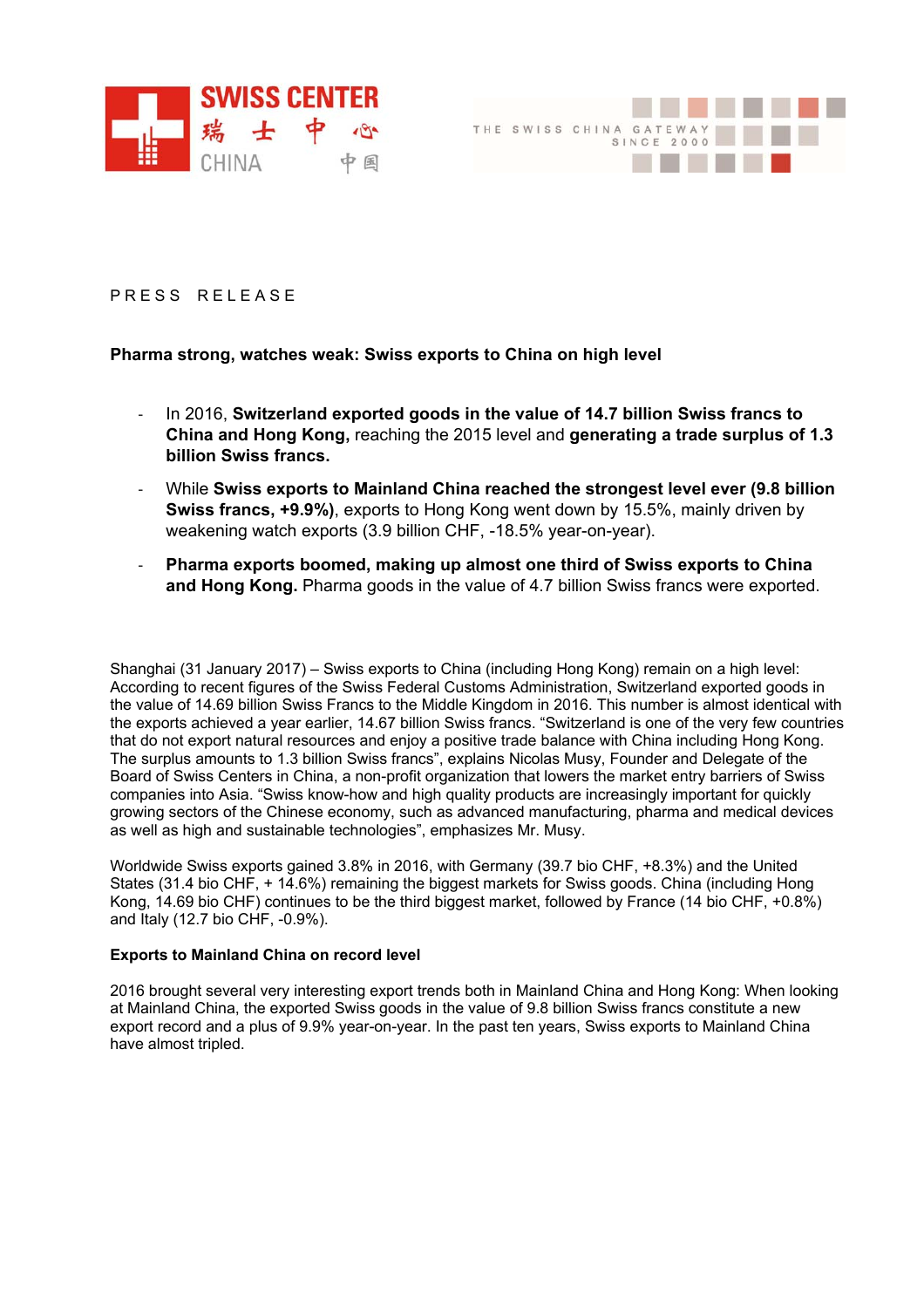PRESS RELEASE

**Pharma strong, watches weak: Swiss exports to China on high level**

- In 2016, **Switzerland exported goods in the value of 14.7 billion Swiss francs to China and Hong Kong,** reaching the 2015 level and **generating a trade surplus of 1.3 billion Swiss francs.**
- While **Swiss exports to Mainland China reached the strongest level ever (9.8 billion Swiss francs, +9.9%)**, exports to Hong Kong went down by 15.5%, mainly driven by weakening watch exports (3.9 billion CHF, -18.5% year-on-year).
- **Pharma exports boomed, making up almost one third of Swiss exports to China and Hong Kong.** Pharma goods in the value of 4.7 billion Swiss francs were exported.

Shanghai (31 January 2017) – Swiss exports to China (including Hong Kong) remain on a high level: According to recent figures of the Swiss Federal Customs Administration, Switzerland exported goods in the value of 14.69 billion Swiss Francs to the Middle Kingdom in 2016. This number is almost identical with the exports achieved a year earlier, 14.67 billion Swiss francs. "Switzerland is one of the very few countries that do not export natural resources and enjoy a positive trade balance with China including Hong Kong. The surplus amounts to 1.3 billion Swiss francs", explains Nicolas Musy, Founder and Delegate of the Board of Swiss Centers in China, a non-profit organization that lowers the market entry barriers of Swiss companies into Asia. "Swiss know-how and high quality products are increasingly important for quickly growing sectors of the Chinese economy, such as advanced manufacturing, pharma and medical devices as well as high and sustainable technologies", emphasizes Mr. Musy.

Worldwide Swiss exports gained 3.8% in 2016, with Germany (39.7 bio CHF, +8.3%) and the United States (31.4 bio CHF, + 14.6%) remaining the biggest markets for Swiss goods. China (including Hong Kong, 14.69 bio CHF) continues to be the third biggest market, followed by France (14 bio CHF, +0.8%) and Italy (12.7 bio CHF, -0.9%).

**Exports to Mainland China on record level**

2016 brought several very interesting export trends both in Mainland China and Hong Kong: When looking at Mainland China, the exported Swiss goods in the value of 9.8 billion Swiss francs constitute a new export record and a plus of 9.9% year-on-year. In the past ten years, Swiss exports to Mainland China have almost tripled.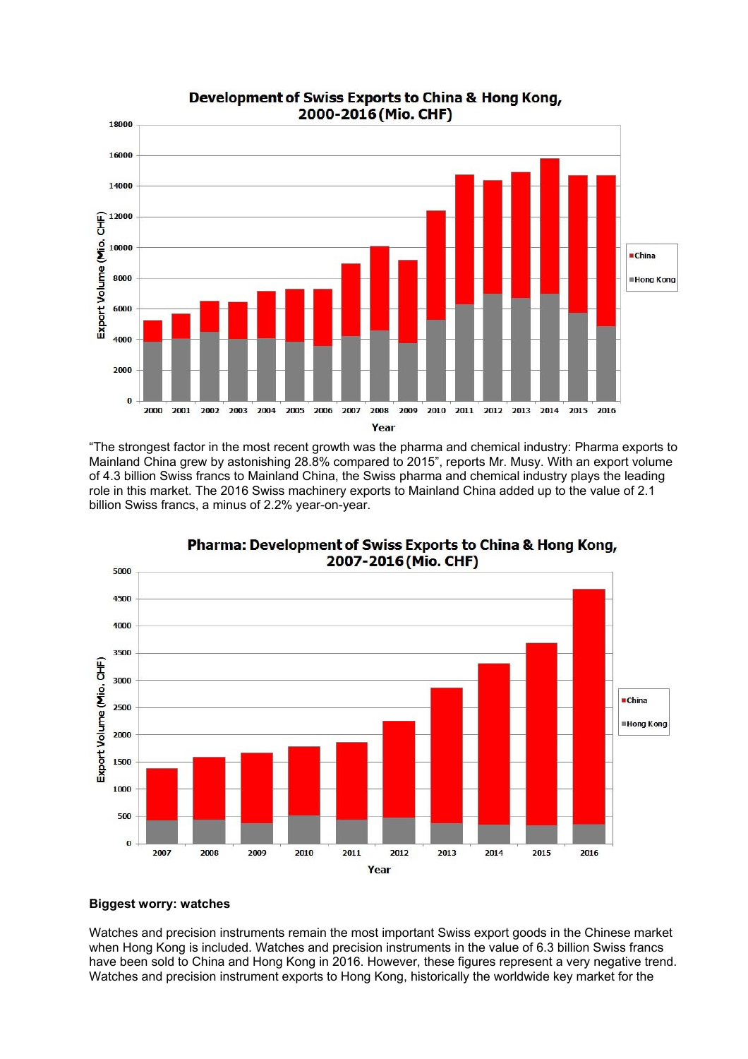**Development of Swiss Exports to China & Hong Kong, 2000-2016 (Mio. CHF)**

"The strongest factor in the most recent growth was the pharma and chemical industry: Pharma exports to Mainland China grew by astonishing 28.8% compared to 2015", reports Mr. Musy. With an export volume of 4.3 billion Swiss francs to Mainland China, the Swiss pharma and chemical industry plays the leading role in this market. The 2016 Swiss machinery exports to Mainland China added up to the value of 2.1 billion Swiss francs, a minus of 2.2% year-on-year.

**Pharma: Development of Swiss Exports to China & Hong Kong, 2007-2016 (Mio. CHF)**

**Biggest worry: watches**

Watches and precision instruments remain the most important Swiss export goods in the Chinese market when Hong Kong is included. Watches and precision instruments in the value of 6.3 billion Swiss francs have been sold to China and Hong Kong in 2016. However, these figures represent a very negative trend. Watches and precision instrument exports to Hong Kong, historically the worldwide key market for the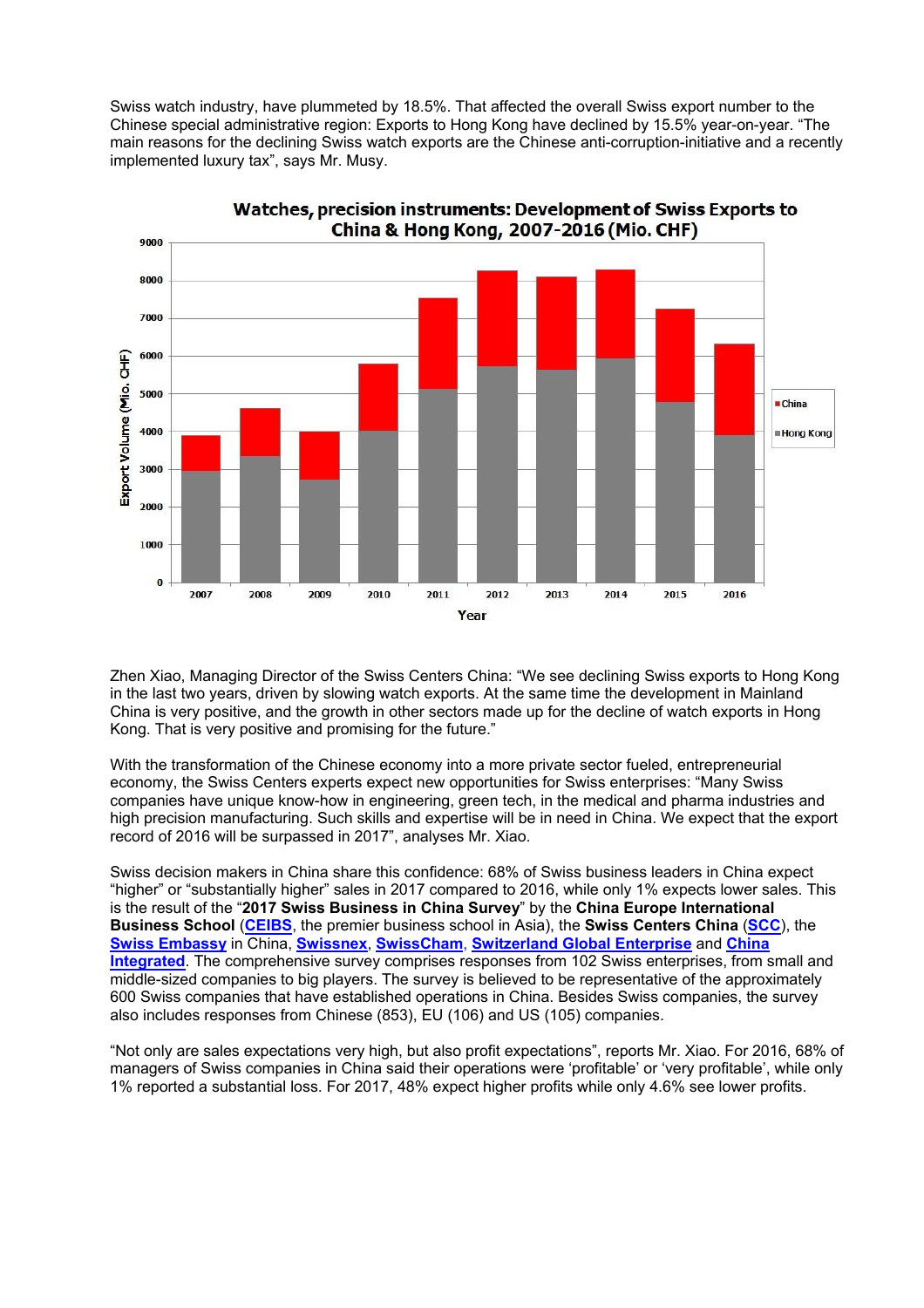Swiss watch industry, have plummeted by 18.5%. That affected the overall Swiss export number to the Chinese special administrative region: Exports to Hong Kong have declined by 15.5% year-on-year. "The main reasons for the declining Swiss watch exports are the Chinese anti-corruption-initiative and a recently implemented luxury tax", says Mr. Musy.

**Watches, precision instruments: Development of Swiss Exports to China & Hong Kong, 2007-2016 (Mio. CHF)**

Zhen Xiao, Managing Director of the Swiss Centers China: "We see declining Swiss exports to Hong Kong in the last two years, driven by slowing watch exports. At the same time the development in Mainland China is very positive, and the growth in other sectors made up for the decline of watch exports in Hong Kong. That is very positive and promising for the future."

With the transformation of the Chinese economy into a more private sector fueled, entrepreneurial economy, the Swiss Centers experts expect new opportunities for Swiss enterprises: "Many Swiss companies have unique know-how in engineering, green tech, in the medical and pharma industries and high precision manufacturing. Such skills and expertise will be in need in China. We expect that the export record of 2016 will be surpassed in 2017", analyses Mr. Xiao.

Swiss decision makers in China share this confidence: 68% of Swiss business leaders in China expect "higher" or "substantially higher" sales in 2017 compared to 2016, while only 1% expects lower sales. This is the result of the "**2017 Swiss Business in China Survey**" by the **China Europe International Business School** (**CEIBS**, the premier business school in Asia), the **Swiss Centers China** (**SCC**), the **Swiss Embassy** in China, **Swissnex**, **SwissCham**, **Switzerland Global Enterprise** and **China Integrated**. The comprehensive survey comprises responses from 102 Swiss enterprises, from small and middle-sized companies to big players. The survey is believed to be representative of the approximately 600 Swiss companies that have established operations in China. Besides Swiss companies, the survey also includes responses from Chinese (853), EU (106) and US (105) companies.

"Not only are sales expectations very high, but also profit expectations", reports Mr. Xiao. For 2016, 68% of managers of Swiss companies in China said their operations were 'profitable' or 'very profitable', while only 1% reported a substantial loss. For 2017, 48% expect higher profits while only 4.6% see lower profits.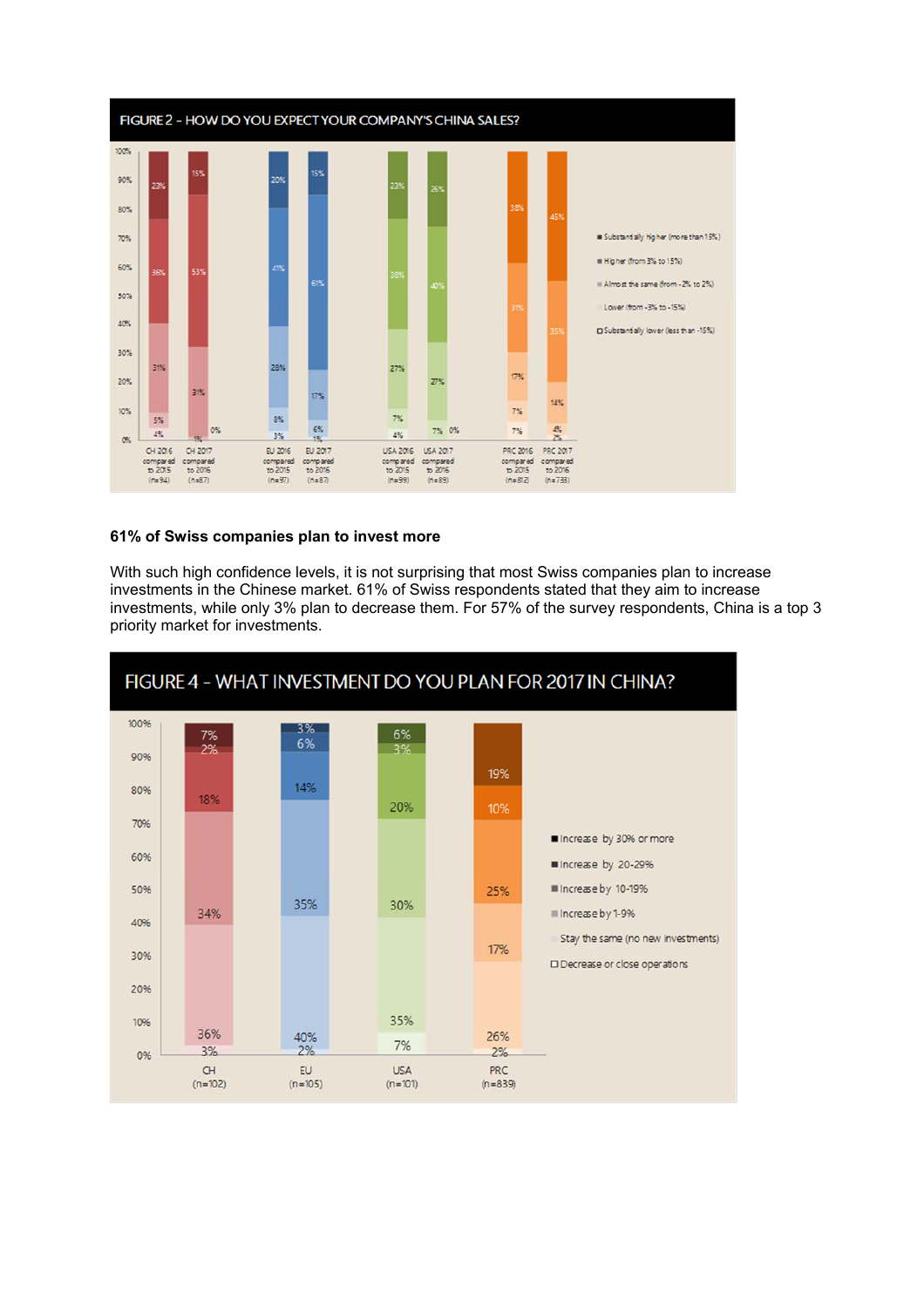FIGURE 2 - HOW DO YOU EXPECT YOUR COMPANY'S CHINA SALES?

**61% of Swiss companies plan to invest more**

With such high confidence levels, it is not surprising that most Swiss companies plan to increase investments in the Chinese market. 61% of Swiss respondents stated that they aim to increase investments, while only 3% plan to decrease them. For 57% of the survey respondents, China is a top 3 priority market for investments.

FIGURE 4 - WHAT INVESTMENT DO YOU PLAN FOR 2017 IN CHINA?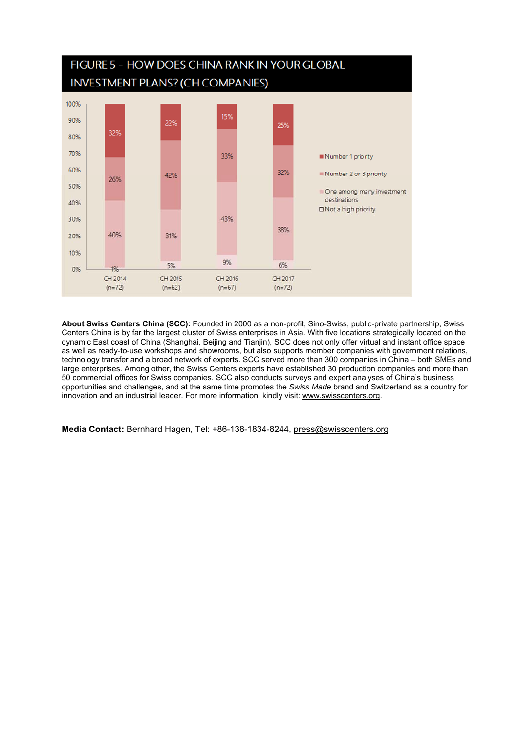FIGURE 5 - HOW DOES CHINA RANK IN YOUR GLOBAL INVESTMENT PLANS? (CH COMPANIES)

100%
90%
80%
70%
60%
50%
40%
30%
20%
10%
0%

CH 2014 (n=72): 32%, 26%, 40%, 1%

CH 2015 (n=62): 22%, 42%, 31%, 5%

CH 2016 (n=67): 15%, 33%, 43%, 9%

CH 2017 (n=72): 25%, 32%, 38%, 6%

Number 1 priority

Number 2 or 3 priority

One among many investment destinations

Not a high priority

**About Swiss Centers China (SCC):** Founded in 2000 as a non-profit, Sino-Swiss, public-private partnership, Swiss Centers China is by far the largest cluster of Swiss enterprises in Asia. With five locations strategically located on the dynamic East coast of China (Shanghai, Beijing and Tianjin), SCC does not only offer virtual and instant office space as well as ready-to-use workshops and showrooms, but also supports member companies with government relations, technology transfer and a broad network of experts. SCC served more than 300 companies in China – both SMEs and large enterprises. Among other, the Swiss Centers experts have established 30 production companies and more than 50 commercial offices for Swiss companies. SCC also conducts surveys and expert analyses of China's business opportunities and challenges, and at the same time promotes the *Swiss Made* brand and Switzerland as a country for innovation and an industrial leader. For more information, kindly visit: www.swisscenters.org.

**Media Contact:** Bernhard Hagen, Tel: +86-138-1834-8244, press@swisscenters.org